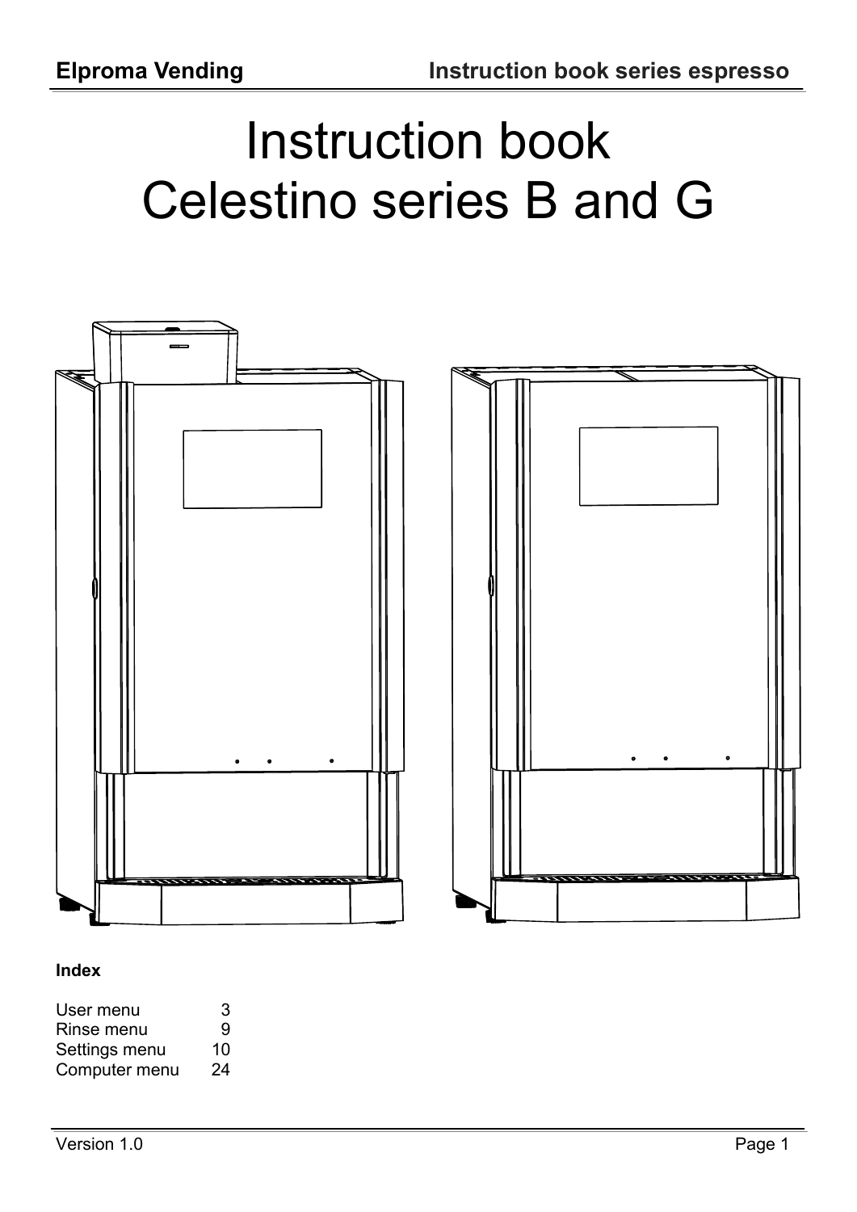# Instruction book
# Celestino series B and G

**Index**

| | |
|---|---|
| User menu | 3 |
| Rinse menu | 9 |
| Settings menu | 10 |
| Computer menu | 24 |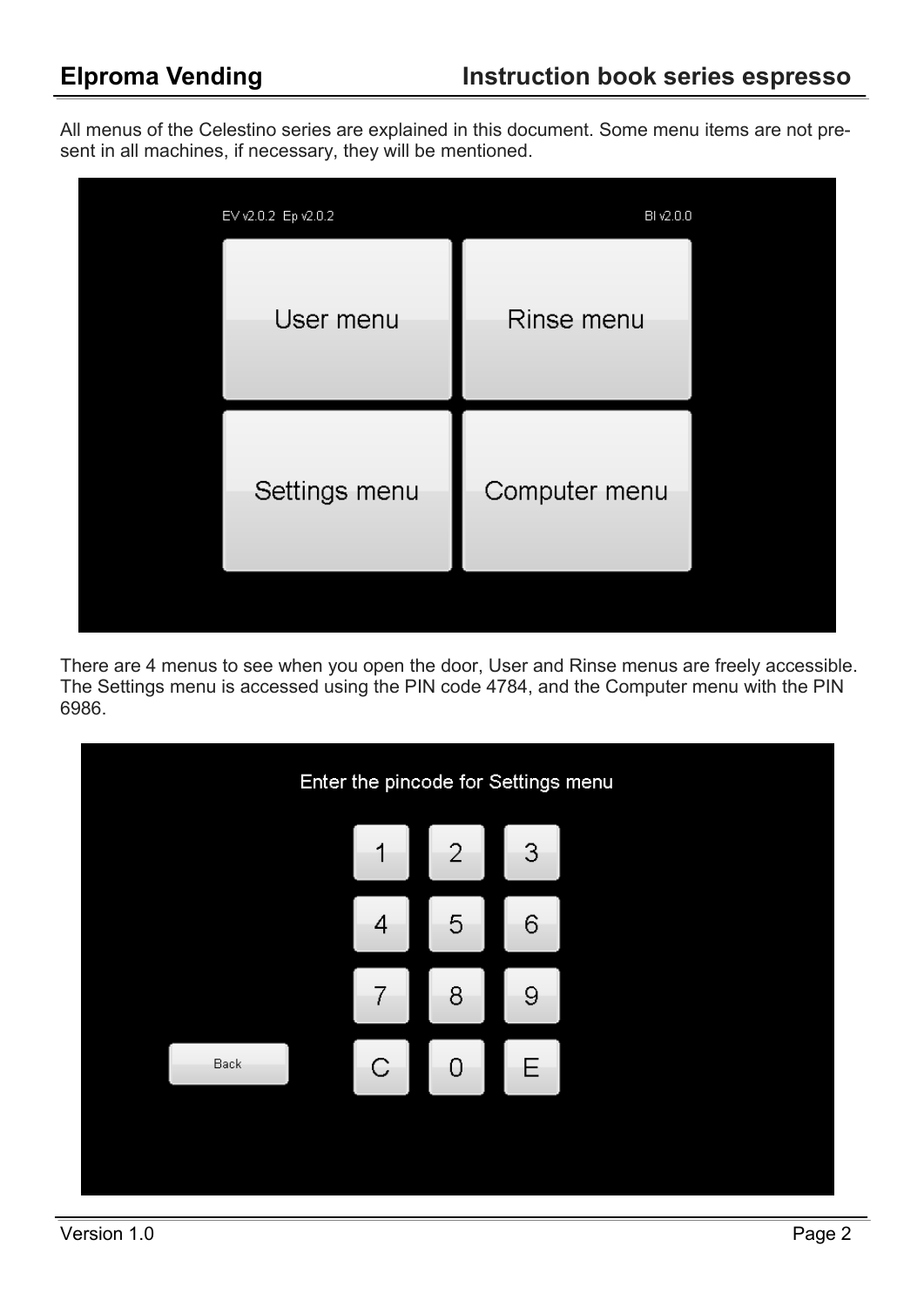All menus of the Celestino series are explained in this document. Some menu items are not present in all machines, if necessary, they will be mentioned.

There are 4 menus to see when you open the door, User and Rinse menus are freely accessible. The Settings menu is accessed using the PIN code 4784, and the Computer menu with the PIN 6986.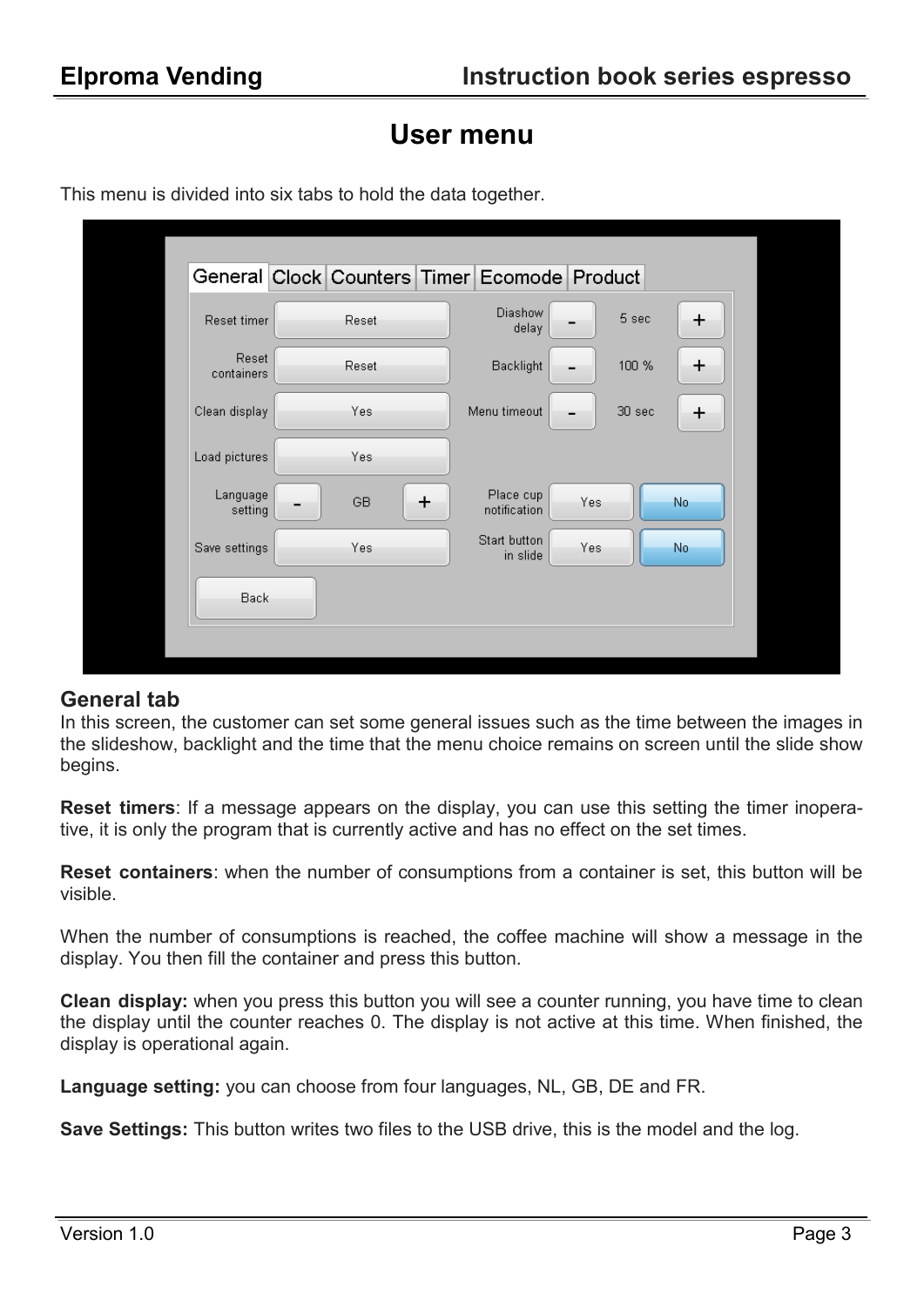# User menu

This menu is divided into six tabs to hold the data together.

### General tab

In this screen, the customer can set some general issues such as the time between the images in the slideshow, backlight and the time that the menu choice remains on screen until the slide show begins.

**Reset timers**: If a message appears on the display, you can use this setting the timer inoperative, it is only the program that is currently active and has no effect on the set times.

**Reset containers**: when the number of consumptions from a container is set, this button will be visible.

When the number of consumptions is reached, the coffee machine will show a message in the display. You then fill the container and press this button.

**Clean display:** when you press this button you will see a counter running, you have time to clean the display until the counter reaches 0. The display is not active at this time. When finished, the display is operational again.

**Language setting:** you can choose from four languages, NL, GB, DE and FR.

**Save Settings:** This button writes two files to the USB drive, this is the model and the log.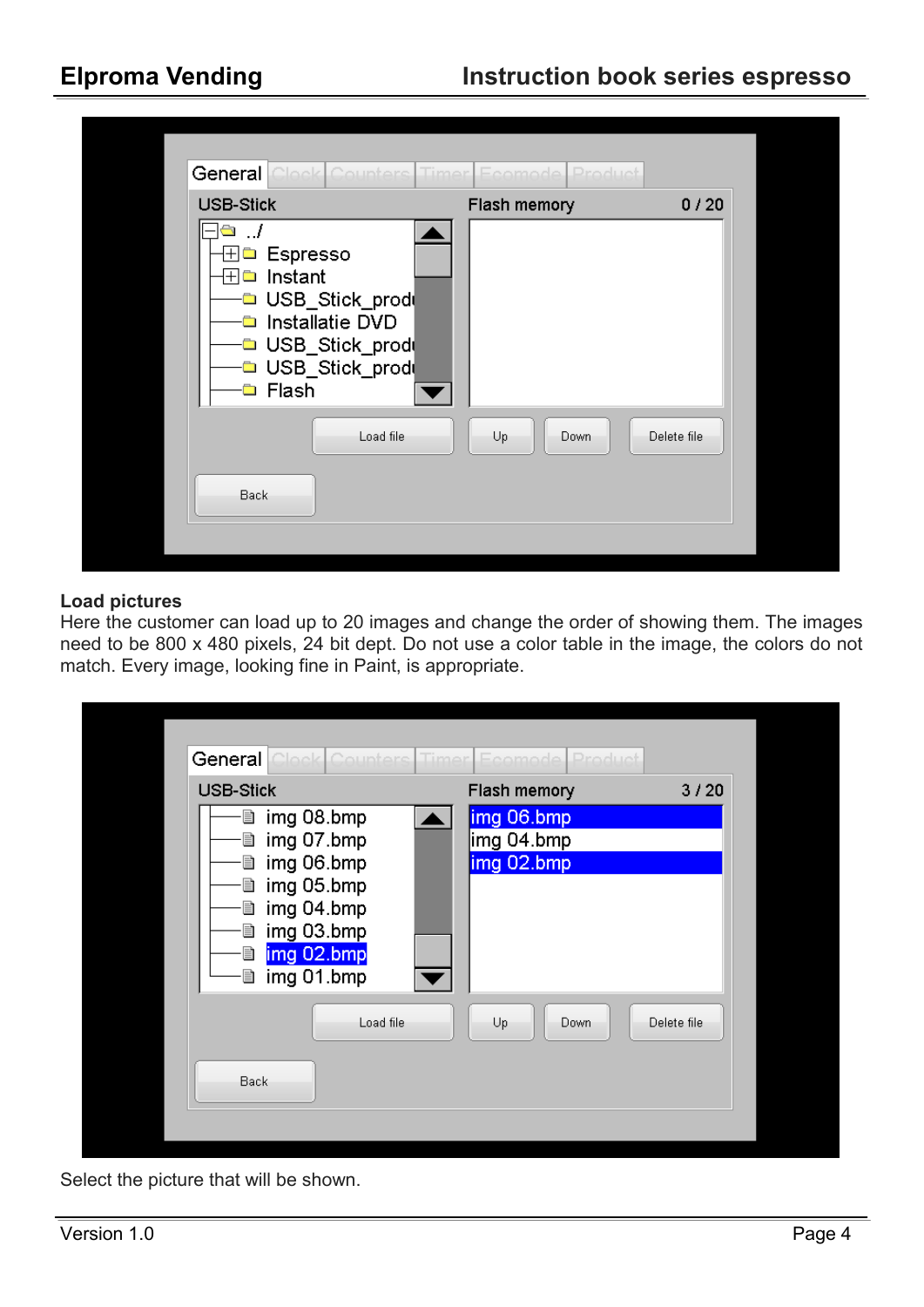**Load pictures**

Here the customer can load up to 20 images and change the order of showing them. The images need to be 800 x 480 pixels, 24 bit dept. Do not use a color table in the image, the colors do not match. Every image, looking fine in Paint, is appropriate.

Select the picture that will be shown.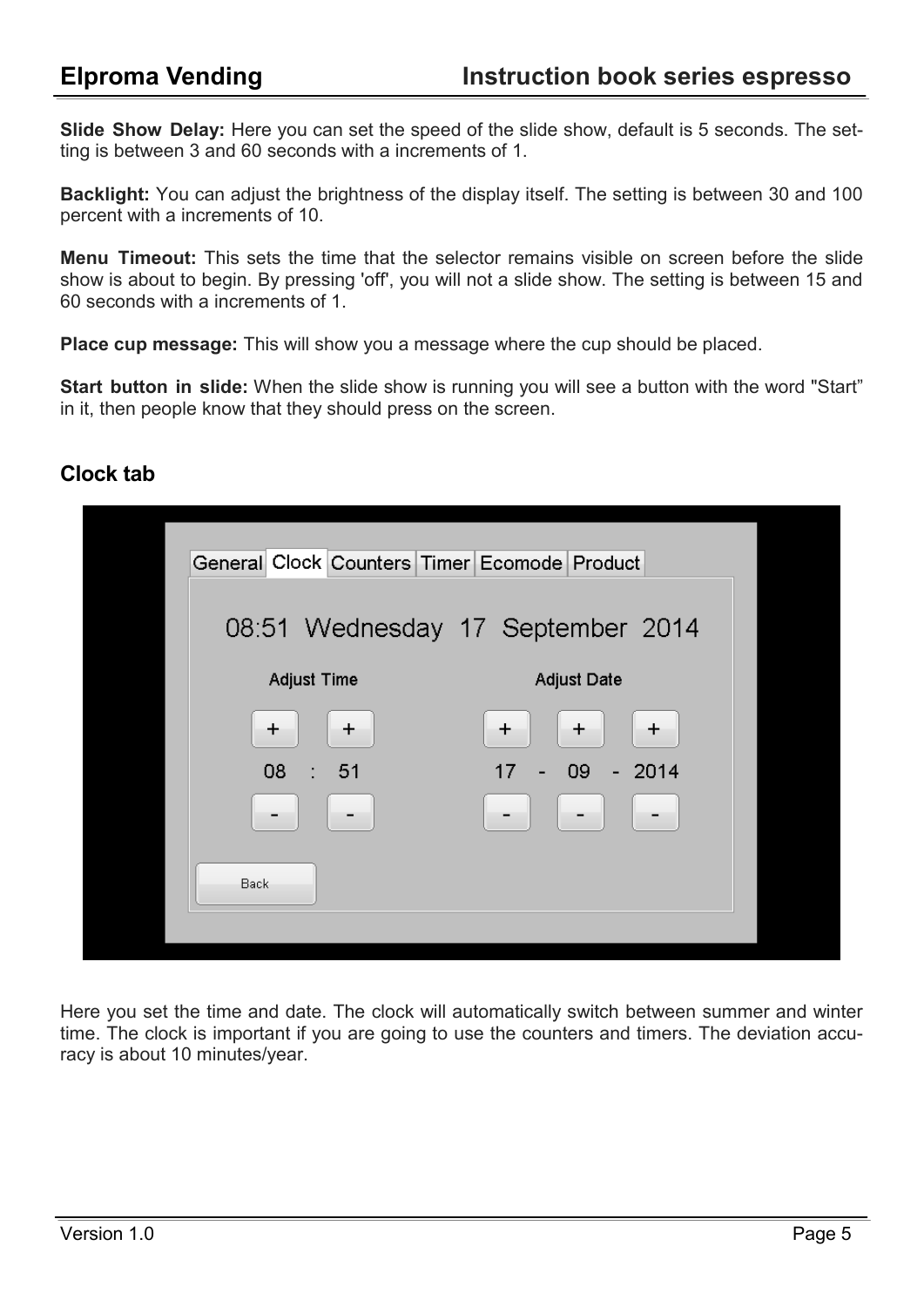**Slide Show Delay:** Here you can set the speed of the slide show, default is 5 seconds. The setting is between 3 and 60 seconds with a increments of 1.

**Backlight:** You can adjust the brightness of the display itself. The setting is between 30 and 100 percent with a increments of 10.

**Menu Timeout:** This sets the time that the selector remains visible on screen before the slide show is about to begin. By pressing 'off', you will not a slide show. The setting is between 15 and 60 seconds with a increments of 1.

**Place cup message:** This will show you a message where the cup should be placed.

**Start button in slide:** When the slide show is running you will see a button with the word "Start" in it, then people know that they should press on the screen.

## Clock tab

Here you set the time and date. The clock will automatically switch between summer and winter time. The clock is important if you are going to use the counters and timers. The deviation accuracy is about 10 minutes/year.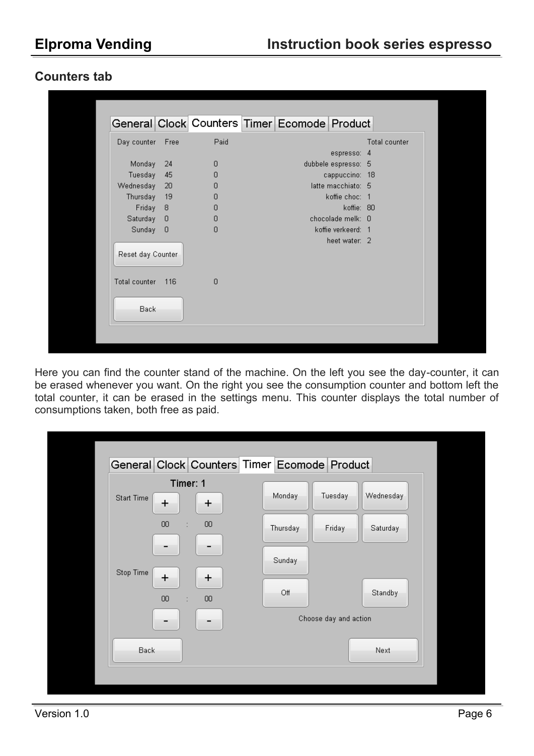## Counters tab

Here you can find the counter stand of the machine. On the left you see the day-counter, it can be erased whenever you want. On the right you see the consumption counter and bottom left the total counter, it can be erased in the settings menu. This counter displays the total number of consumptions taken, both free as paid.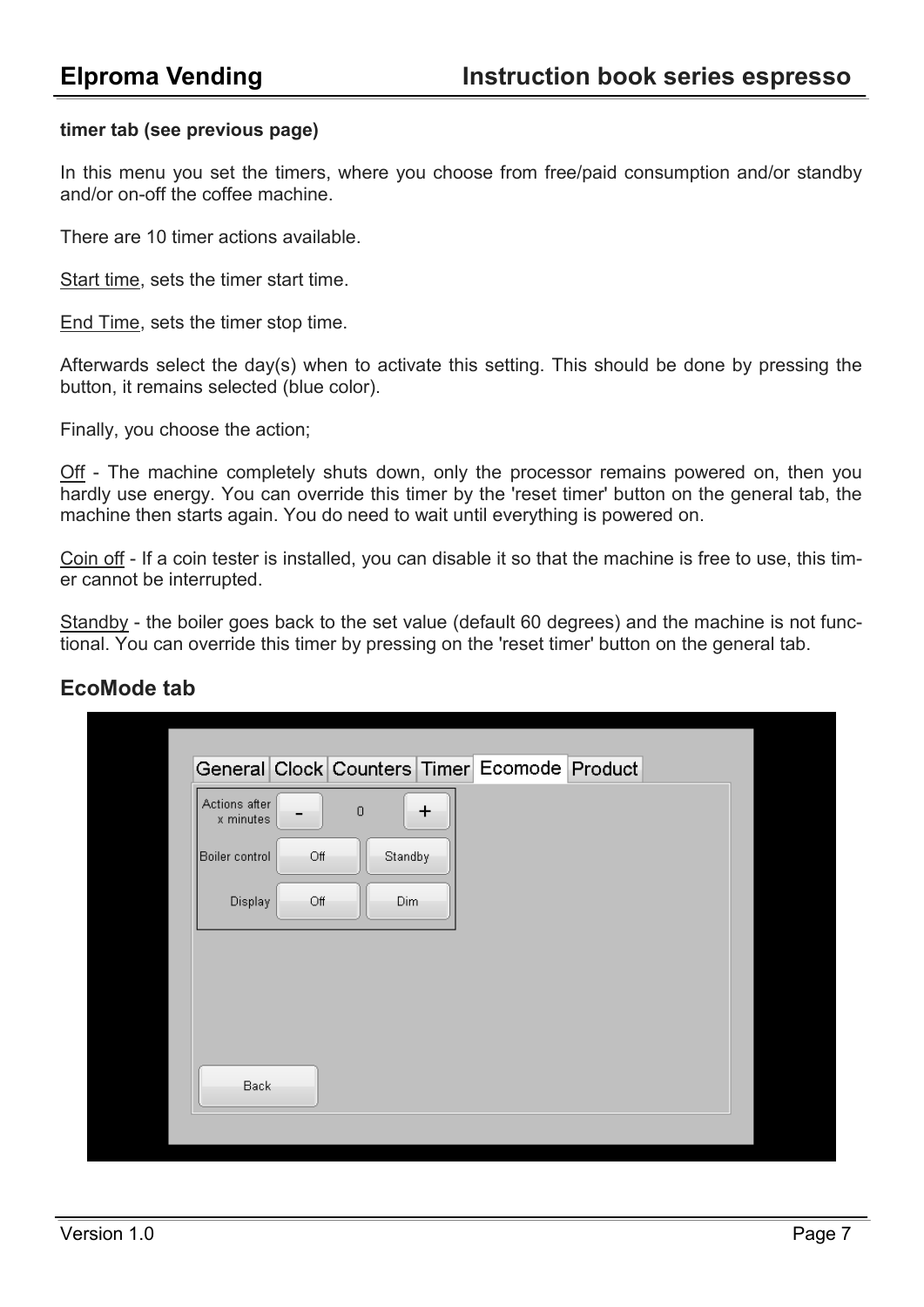**timer tab (see previous page)**

In this menu you set the timers, where you choose from free/paid consumption and/or standby and/or on-off the coffee machine.

There are 10 timer actions available.

Start time, sets the timer start time.

End Time, sets the timer stop time.

Afterwards select the day(s) when to activate this setting. This should be done by pressing the button, it remains selected (blue color).

Finally, you choose the action;

Off - The machine completely shuts down, only the processor remains powered on, then you hardly use energy. You can override this timer by the 'reset timer' button on the general tab, the machine then starts again. You do need to wait until everything is powered on.

Coin off - If a coin tester is installed, you can disable it so that the machine is free to use, this timer cannot be interrupted.

Standby - the boiler goes back to the set value (default 60 degrees) and the machine is not functional. You can override this timer by pressing on the 'reset timer' button on the general tab.

## EcoMode tab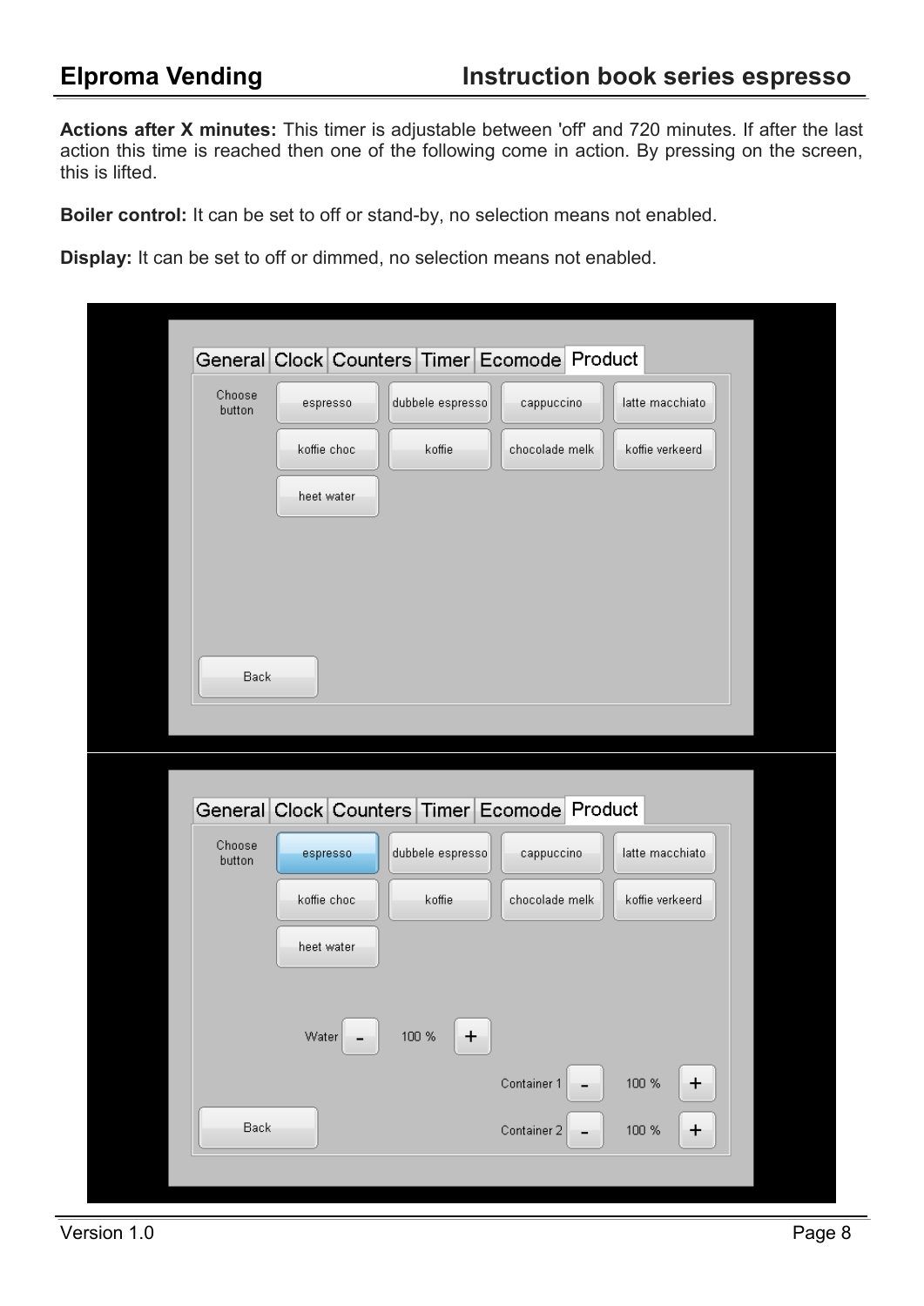**Actions after X minutes:** This timer is adjustable between 'off' and 720 minutes. If after the last action this time is reached then one of the following come in action. By pressing on the screen, this is lifted.

**Boiler control:** It can be set to off or stand-by, no selection means not enabled.

**Display:** It can be set to off or dimmed, no selection means not enabled.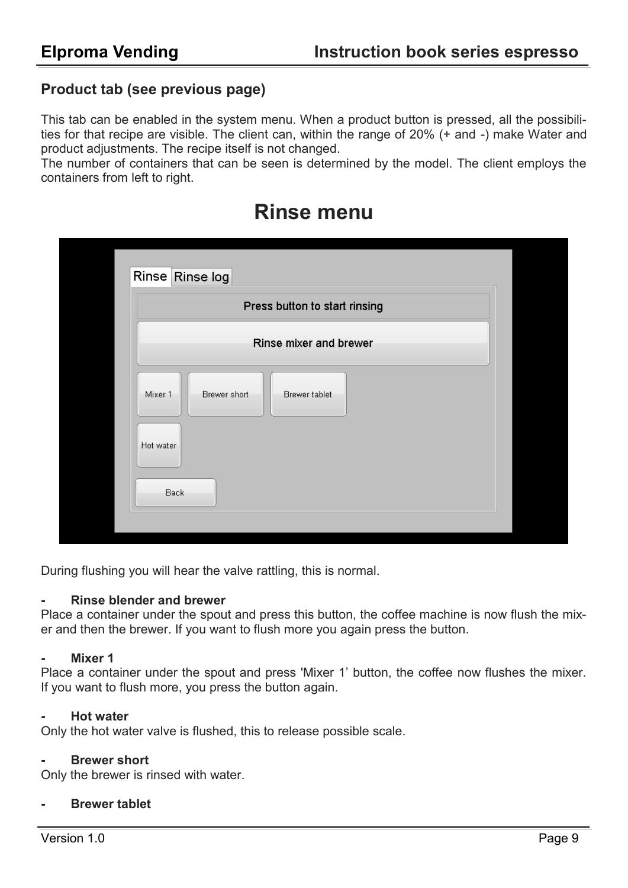### Product tab (see previous page)

This tab can be enabled in the system menu. When a product button is pressed, all the possibilities for that recipe are visible. The client can, within the range of 20% (+ and -) make Water and product adjustments. The recipe itself is not changed.
The number of containers that can be seen is determined by the model. The client employs the containers from left to right.

# Rinse menu

During flushing you will hear the valve rattling, this is normal.

- **Rinse blender and brewer**

Place a container under the spout and press this button, the coffee machine is now flush the mixer and then the brewer. If you want to flush more you again press the button.

- **Mixer 1**

Place a container under the spout and press 'Mixer 1' button, the coffee now flushes the mixer. If you want to flush more, you press the button again.

- **Hot water**

Only the hot water valve is flushed, this to release possible scale.

- **Brewer short**

Only the brewer is rinsed with water.

- **Brewer tablet**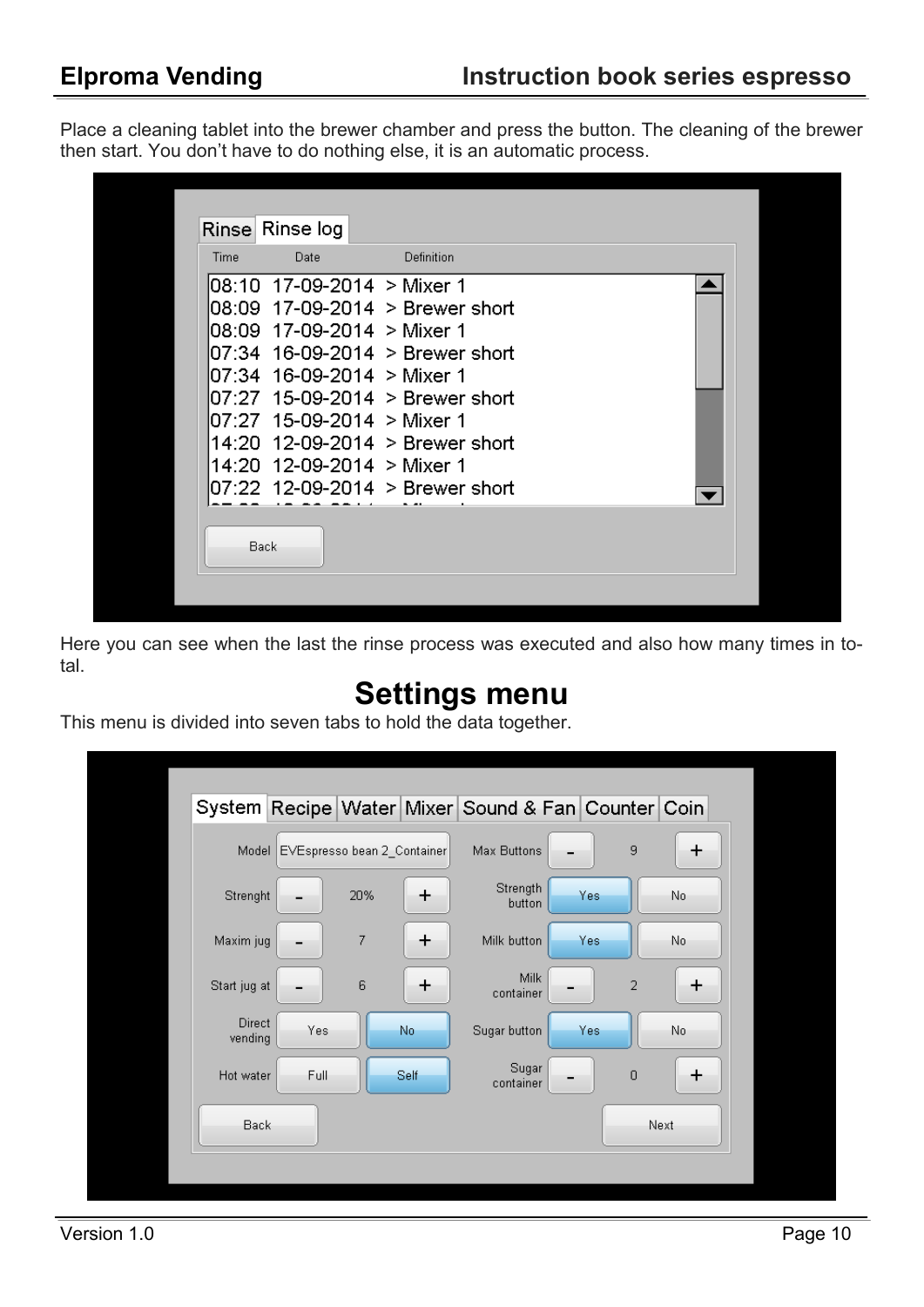Place a cleaning tablet into the brewer chamber and press the button. The cleaning of the brewer then start. You don't have to do nothing else, it is an automatic process.

Here you can see when the last the rinse process was executed and also how many times in total.

# Settings menu

This menu is divided into seven tabs to hold the data together.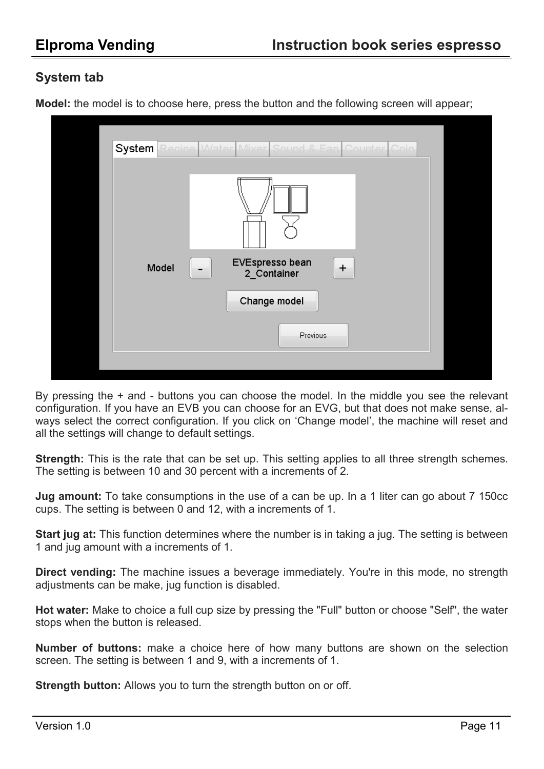## System tab

**Model:** the model is to choose here, press the button and the following screen will appear;

By pressing the + and - buttons you can choose the model. In the middle you see the relevant configuration. If you have an EVB you can choose for an EVG, but that does not make sense, always select the correct configuration. If you click on 'Change model', the machine will reset and all the settings will change to default settings.

**Strength:** This is the rate that can be set up. This setting applies to all three strength schemes. The setting is between 10 and 30 percent with a increments of 2.

**Jug amount:** To take consumptions in the use of a can be up. In a 1 liter can go about 7 150cc cups. The setting is between 0 and 12, with a increments of 1.

**Start jug at:** This function determines where the number is in taking a jug. The setting is between 1 and jug amount with a increments of 1.

**Direct vending:** The machine issues a beverage immediately. You're in this mode, no strength adjustments can be make, jug function is disabled.

**Hot water:** Make to choice a full cup size by pressing the "Full" button or choose "Self", the water stops when the button is released.

**Number of buttons:** make a choice here of how many buttons are shown on the selection screen. The setting is between 1 and 9, with a increments of 1.

**Strength button:** Allows you to turn the strength button on or off.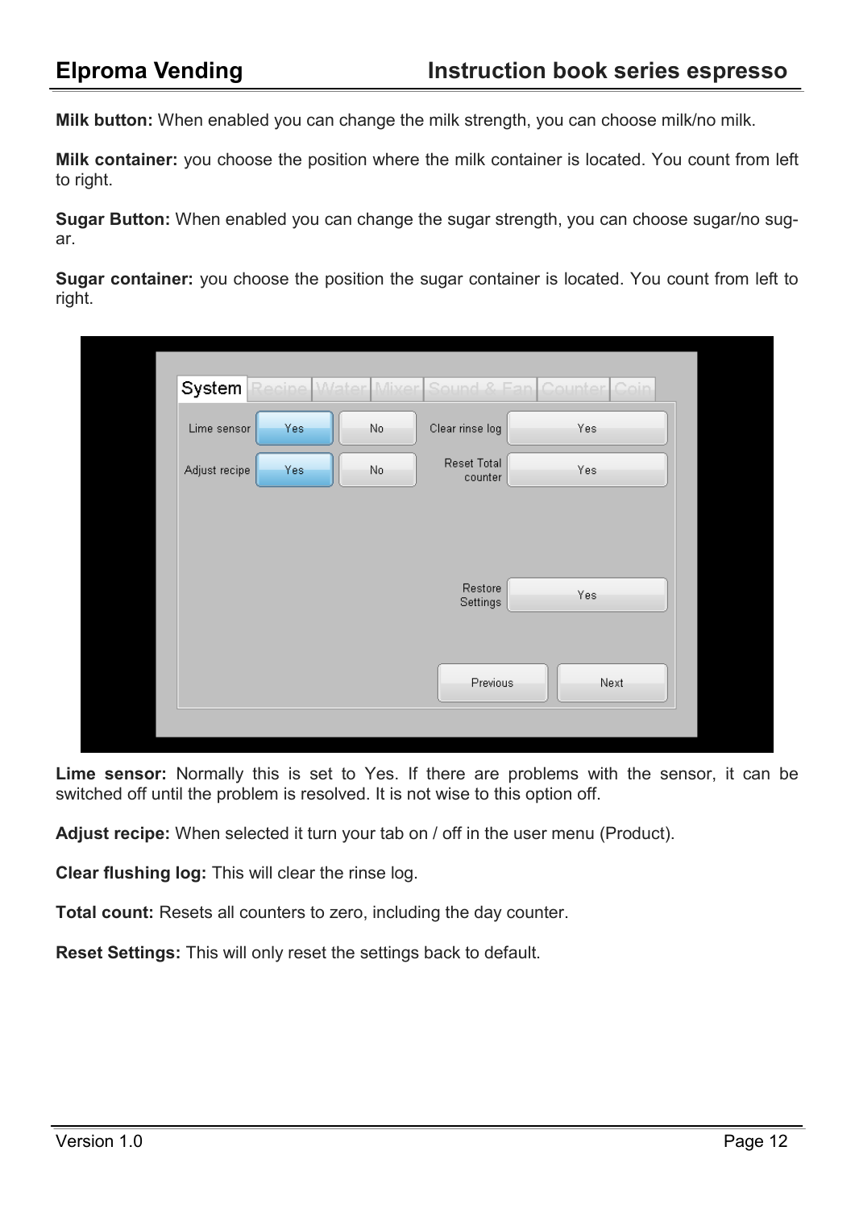**Milk button:** When enabled you can change the milk strength, you can choose milk/no milk.

**Milk container:** you choose the position where the milk container is located. You count from left to right.

**Sugar Button:** When enabled you can change the sugar strength, you can choose sugar/no sugar.

**Sugar container:** you choose the position the sugar container is located. You count from left to right.

**Lime sensor:** Normally this is set to Yes. If there are problems with the sensor, it can be switched off until the problem is resolved. It is not wise to this option off.

**Adjust recipe:** When selected it turn your tab on / off in the user menu (Product).

**Clear flushing log:** This will clear the rinse log.

**Total count:** Resets all counters to zero, including the day counter.

**Reset Settings:** This will only reset the settings back to default.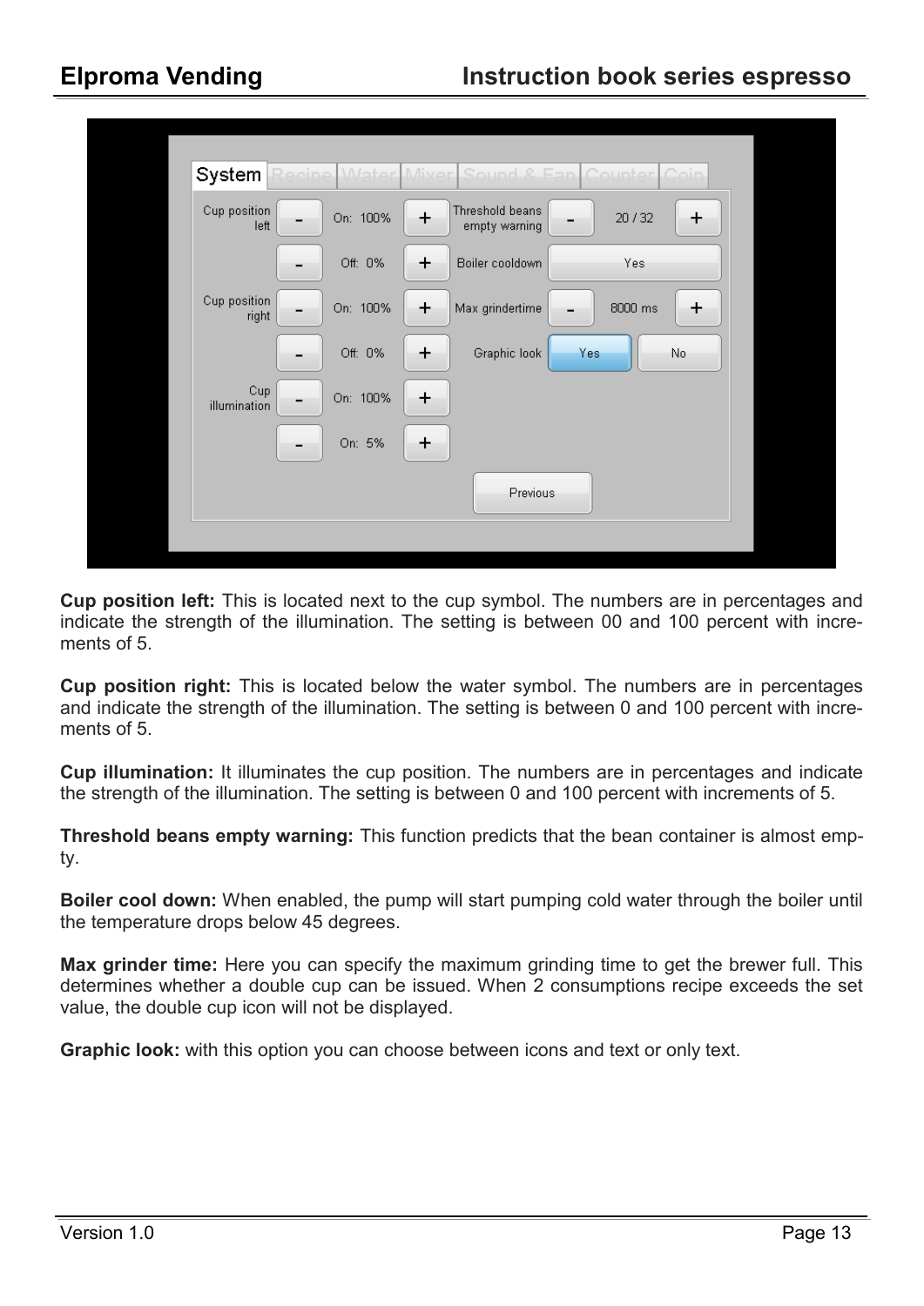**Cup position left:** This is located next to the cup symbol. The numbers are in percentages and indicate the strength of the illumination. The setting is between 00 and 100 percent with increments of 5.

**Cup position right:** This is located below the water symbol. The numbers are in percentages and indicate the strength of the illumination. The setting is between 0 and 100 percent with increments of 5.

**Cup illumination:** It illuminates the cup position. The numbers are in percentages and indicate the strength of the illumination. The setting is between 0 and 100 percent with increments of 5.

**Threshold beans empty warning:** This function predicts that the bean container is almost empty.

**Boiler cool down:** When enabled, the pump will start pumping cold water through the boiler until the temperature drops below 45 degrees.

**Max grinder time:** Here you can specify the maximum grinding time to get the brewer full. This determines whether a double cup can be issued. When 2 consumptions recipe exceeds the set value, the double cup icon will not be displayed.

**Graphic look:** with this option you can choose between icons and text or only text.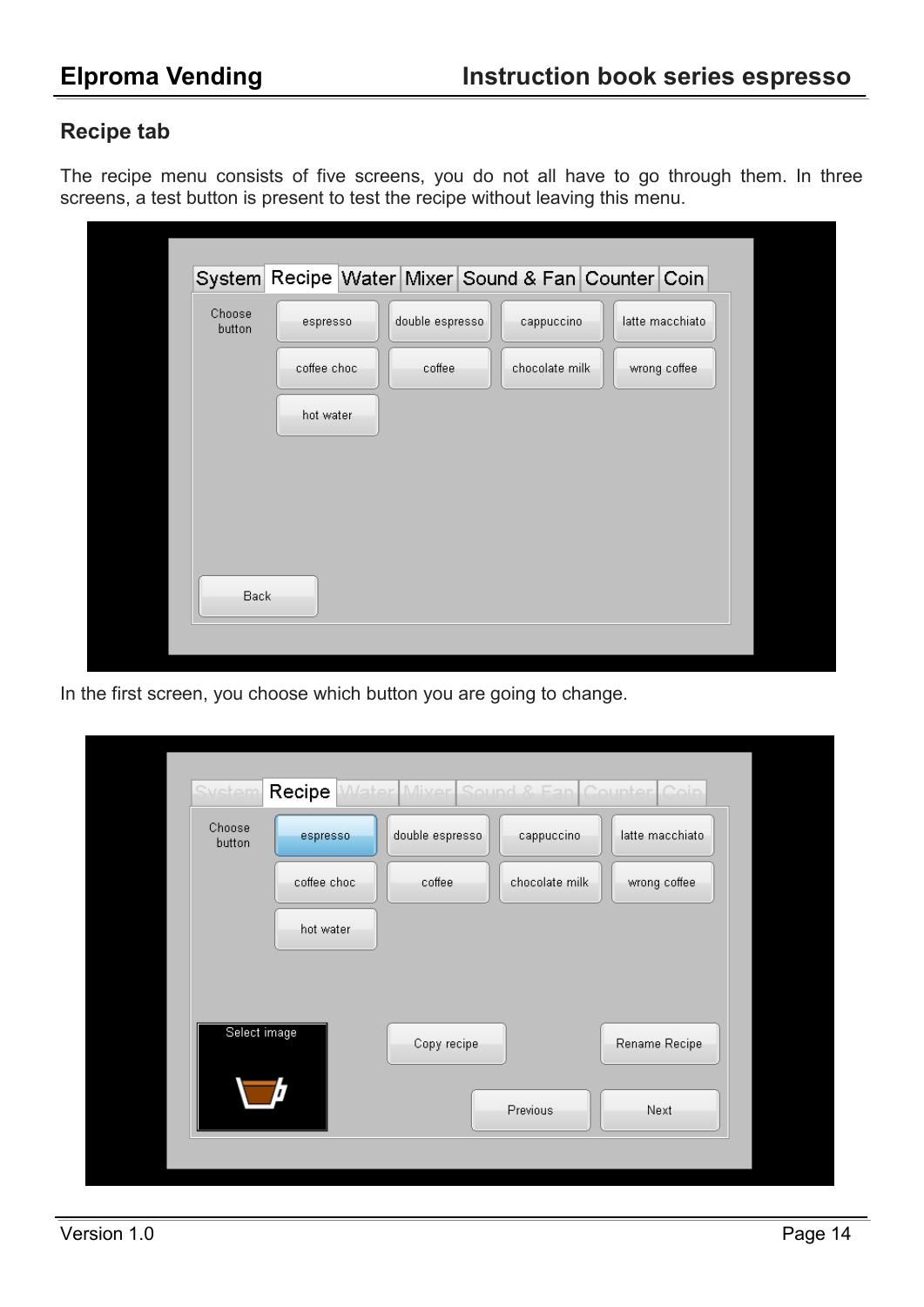## Recipe tab

The recipe menu consists of five screens, you do not all have to go through them. In three screens, a test button is present to test the recipe without leaving this menu.

In the first screen, you choose which button you are going to change.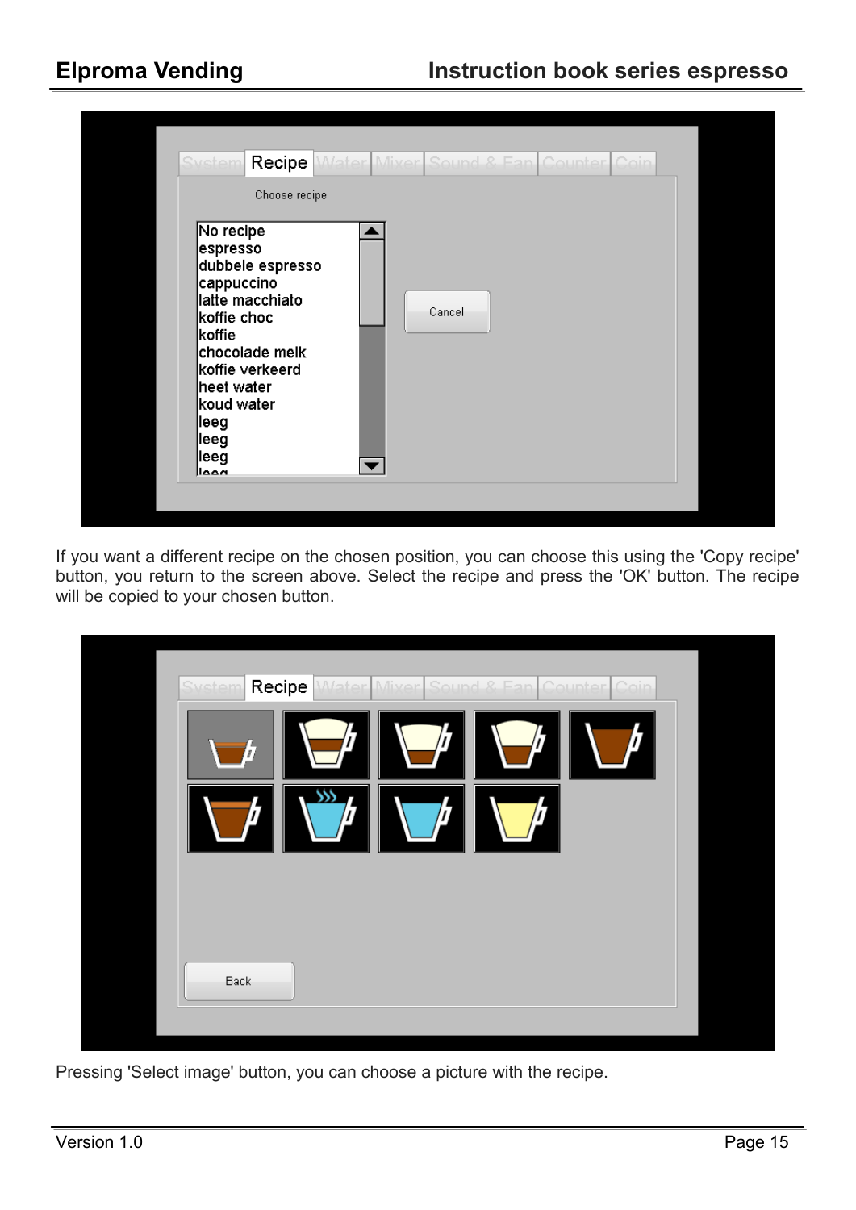If you want a different recipe on the chosen position, you can choose this using the 'Copy recipe' button, you return to the screen above. Select the recipe and press the 'OK' button. The recipe will be copied to your chosen button.

Pressing 'Select image' button, you can choose a picture with the recipe.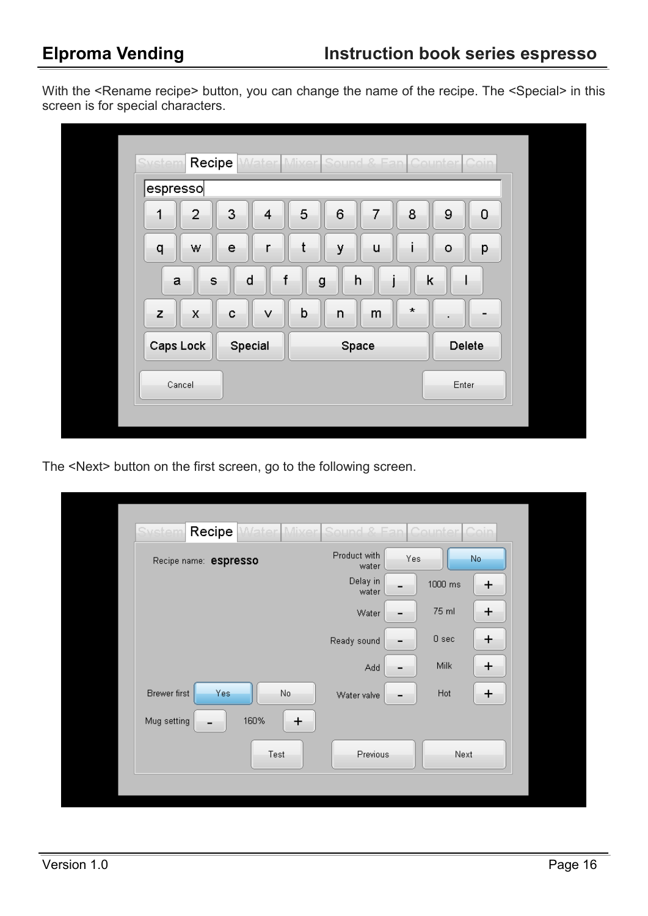With the <Rename recipe> button, you can change the name of the recipe. The <Special> in this screen is for special characters.

The <Next> button on the first screen, go to the following screen.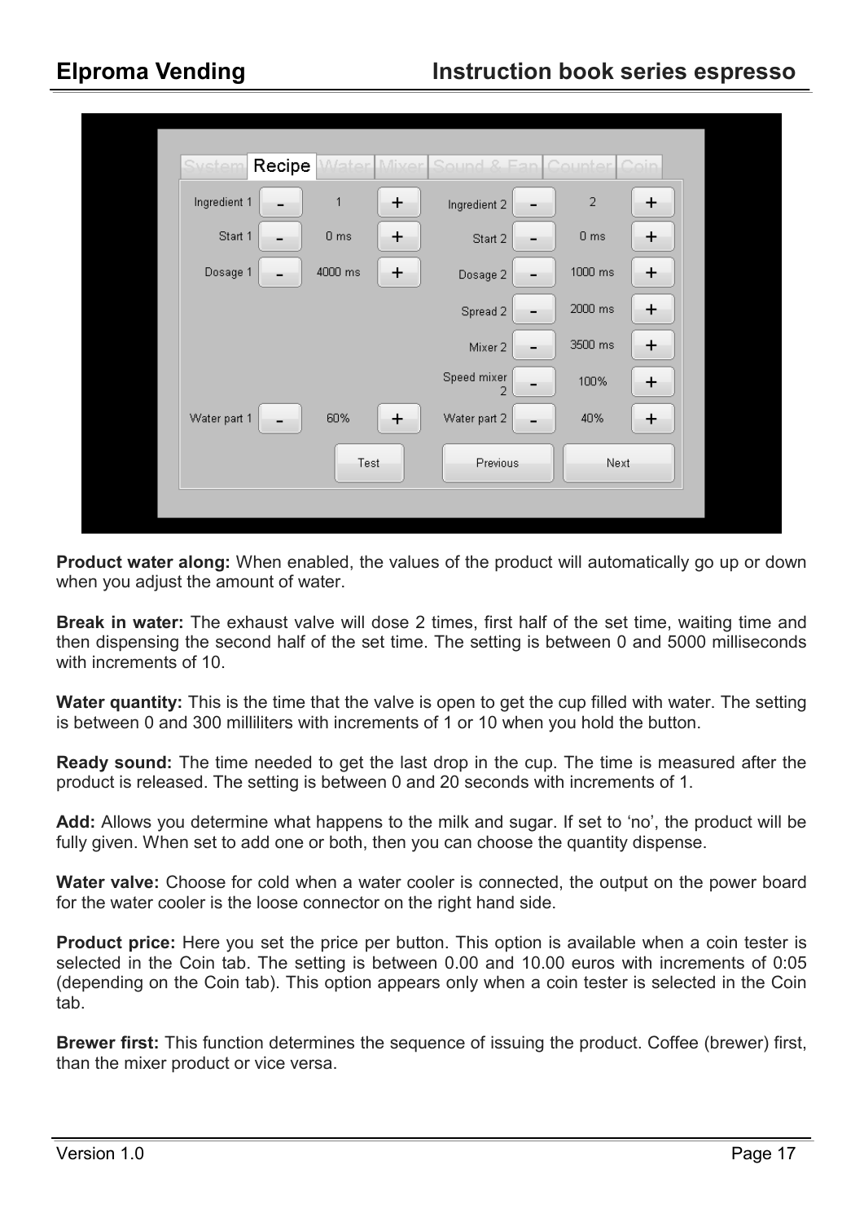**Product water along:** When enabled, the values of the product will automatically go up or down when you adjust the amount of water.

**Break in water:** The exhaust valve will dose 2 times, first half of the set time, waiting time and then dispensing the second half of the set time. The setting is between 0 and 5000 milliseconds with increments of 10.

**Water quantity:** This is the time that the valve is open to get the cup filled with water. The setting is between 0 and 300 milliliters with increments of 1 or 10 when you hold the button.

**Ready sound:** The time needed to get the last drop in the cup. The time is measured after the product is released. The setting is between 0 and 20 seconds with increments of 1.

**Add:** Allows you determine what happens to the milk and sugar. If set to 'no', the product will be fully given. When set to add one or both, then you can choose the quantity dispense.

**Water valve:** Choose for cold when a water cooler is connected, the output on the power board for the water cooler is the loose connector on the right hand side.

**Product price:** Here you set the price per button. This option is available when a coin tester is selected in the Coin tab. The setting is between 0.00 and 10.00 euros with increments of 0:05 (depending on the Coin tab). This option appears only when a coin tester is selected in the Coin tab.

**Brewer first:** This function determines the sequence of issuing the product. Coffee (brewer) first, than the mixer product or vice versa.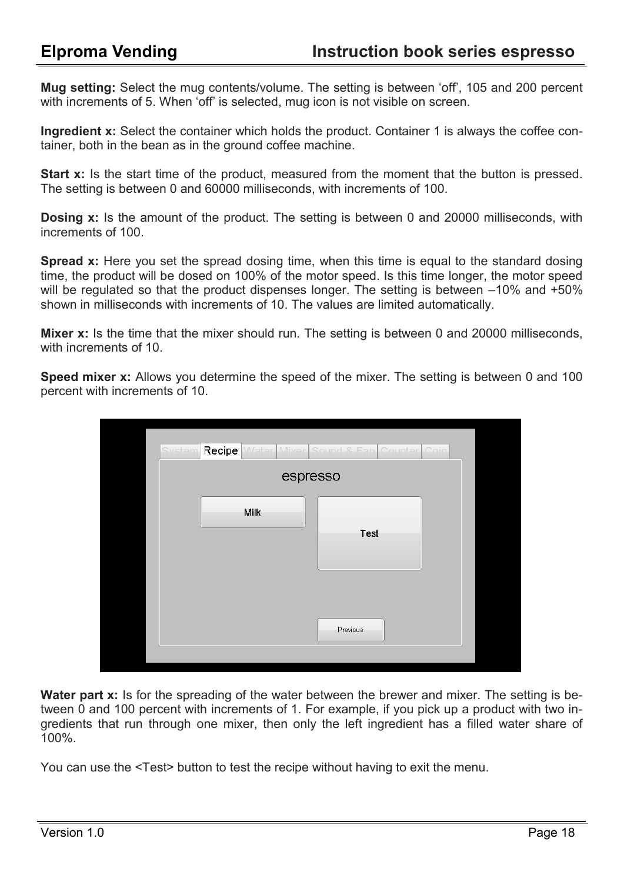**Mug setting:** Select the mug contents/volume. The setting is between ‘off’, 105 and 200 percent with increments of 5. When ‘off’ is selected, mug icon is not visible on screen.

**Ingredient x:** Select the container which holds the product. Container 1 is always the coffee container, both in the bean as in the ground coffee machine.

**Start x:** Is the start time of the product, measured from the moment that the button is pressed. The setting is between 0 and 60000 milliseconds, with increments of 100.

**Dosing x:** Is the amount of the product. The setting is between 0 and 20000 milliseconds, with increments of 100.

**Spread x:** Here you set the spread dosing time, when this time is equal to the standard dosing time, the product will be dosed on 100% of the motor speed. Is this time longer, the motor speed will be regulated so that the product dispenses longer. The setting is between –10% and +50% shown in milliseconds with increments of 10. The values are limited automatically.

**Mixer x:** Is the time that the mixer should run. The setting is between 0 and 20000 milliseconds, with increments of 10.

**Speed mixer x:** Allows you determine the speed of the mixer. The setting is between 0 and 100 percent with increments of 10.

**Water part x:** Is for the spreading of the water between the brewer and mixer. The setting is between 0 and 100 percent with increments of 1. For example, if you pick up a product with two ingredients that run through one mixer, then only the left ingredient has a filled water share of 100%.

You can use the <Test> button to test the recipe without having to exit the menu.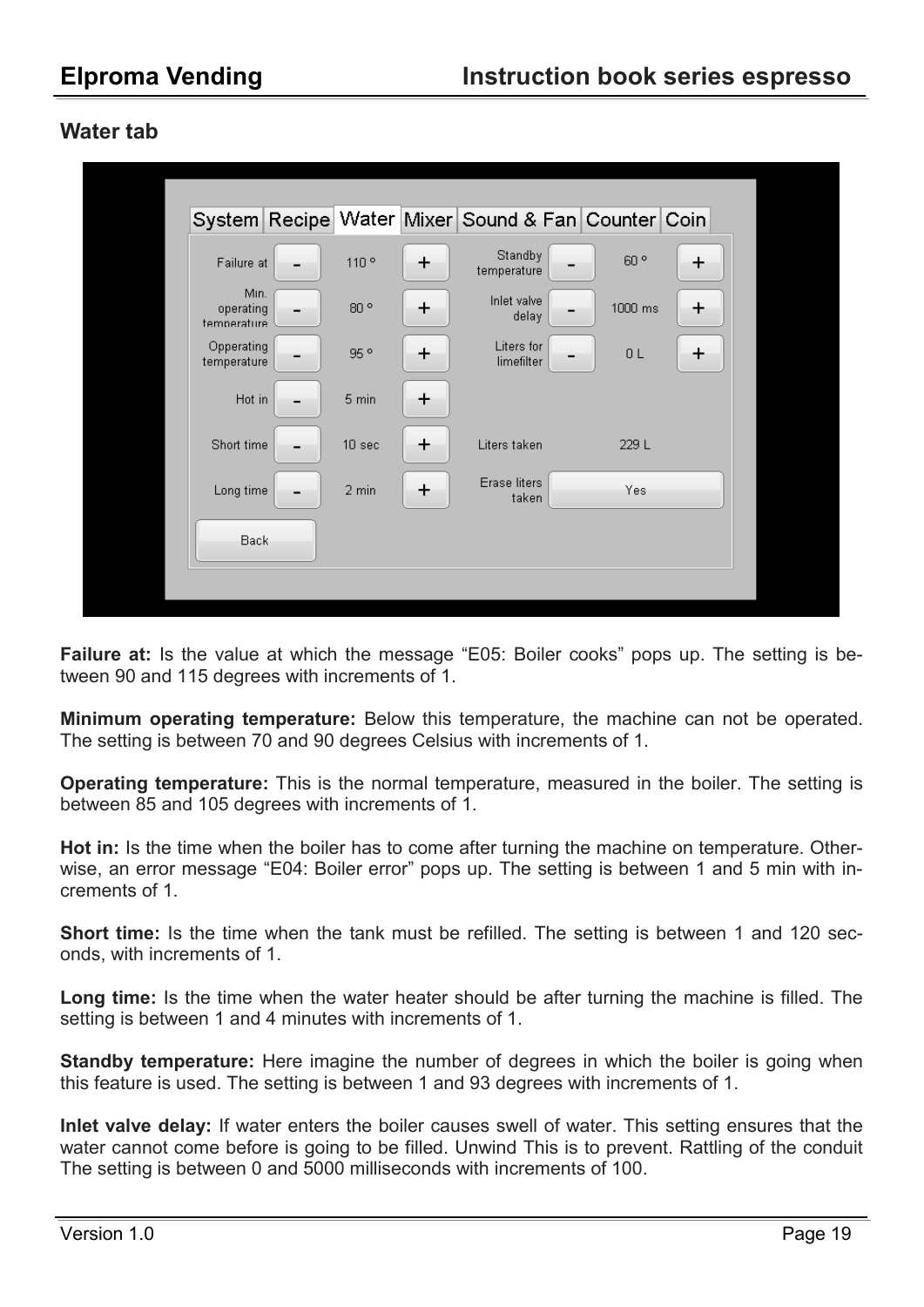## Water tab

**Failure at:** Is the value at which the message “E05: Boiler cooks” pops up. The setting is between 90 and 115 degrees with increments of 1.

**Minimum operating temperature:** Below this temperature, the machine can not be operated. The setting is between 70 and 90 degrees Celsius with increments of 1.

**Operating temperature:** This is the normal temperature, measured in the boiler. The setting is between 85 and 105 degrees with increments of 1.

**Hot in:** Is the time when the boiler has to come after turning the machine on temperature. Otherwise, an error message “E04: Boiler error” pops up. The setting is between 1 and 5 min with increments of 1.

**Short time:** Is the time when the tank must be refilled. The setting is between 1 and 120 seconds, with increments of 1.

**Long time:** Is the time when the water heater should be after turning the machine is filled. The setting is between 1 and 4 minutes with increments of 1.

**Standby temperature:** Here imagine the number of degrees in which the boiler is going when this feature is used. The setting is between 1 and 93 degrees with increments of 1.

**Inlet valve delay:** If water enters the boiler causes swell of water. This setting ensures that the water cannot come before is going to be filled. Unwind This is to prevent. Rattling of the conduit The setting is between 0 and 5000 milliseconds with increments of 100.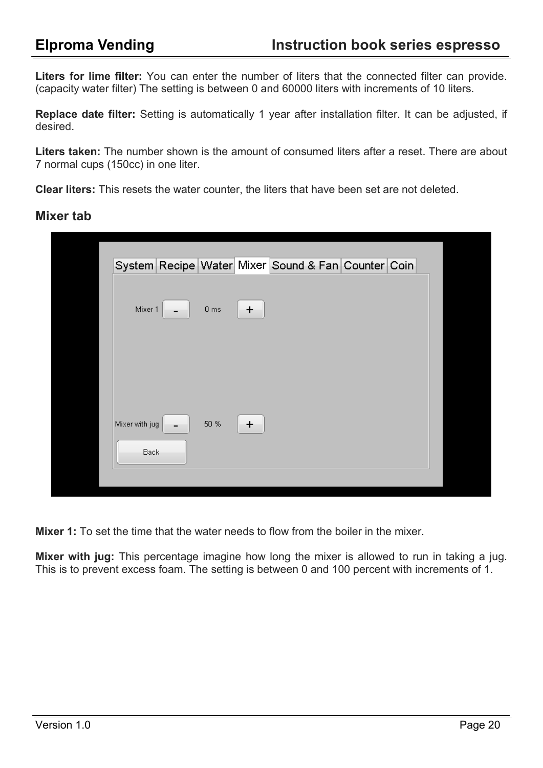**Liters for lime filter:** You can enter the number of liters that the connected filter can provide. (capacity water filter) The setting is between 0 and 60000 liters with increments of 10 liters.

**Replace date filter:** Setting is automatically 1 year after installation filter. It can be adjusted, if desired.

**Liters taken:** The number shown is the amount of consumed liters after a reset. There are about 7 normal cups (150cc) in one liter.

**Clear liters:** This resets the water counter, the liters that have been set are not deleted.

## Mixer tab

**Mixer 1:** To set the time that the water needs to flow from the boiler in the mixer.

**Mixer with jug:** This percentage imagine how long the mixer is allowed to run in taking a jug. This is to prevent excess foam. The setting is between 0 and 100 percent with increments of 1.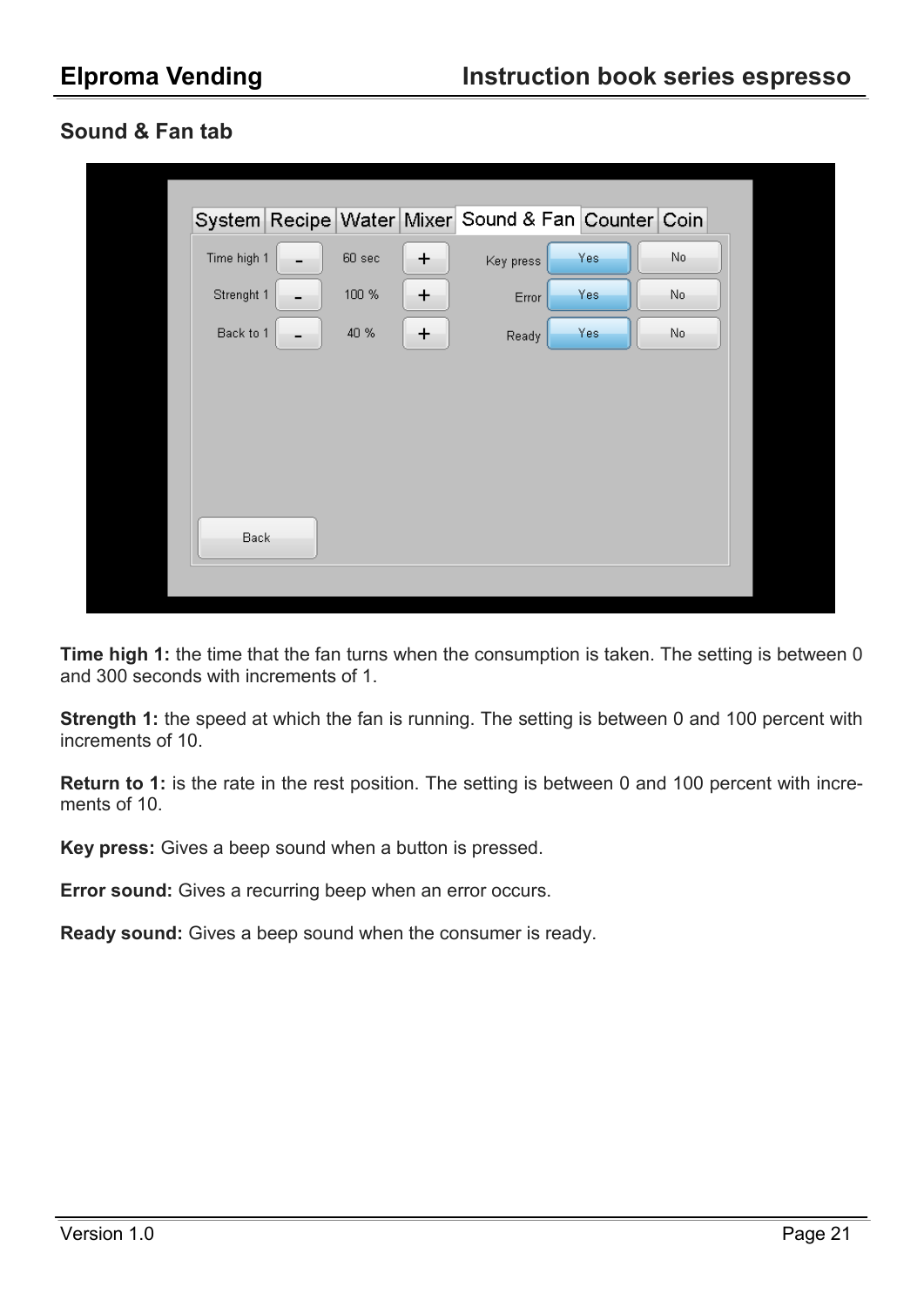## Sound & Fan tab

**Time high 1:** the time that the fan turns when the consumption is taken. The setting is between 0 and 300 seconds with increments of 1.

**Strength 1:** the speed at which the fan is running. The setting is between 0 and 100 percent with increments of 10.

**Return to 1:** is the rate in the rest position. The setting is between 0 and 100 percent with increments of 10.

**Key press:** Gives a beep sound when a button is pressed.

**Error sound:** Gives a recurring beep when an error occurs.

**Ready sound:** Gives a beep sound when the consumer is ready.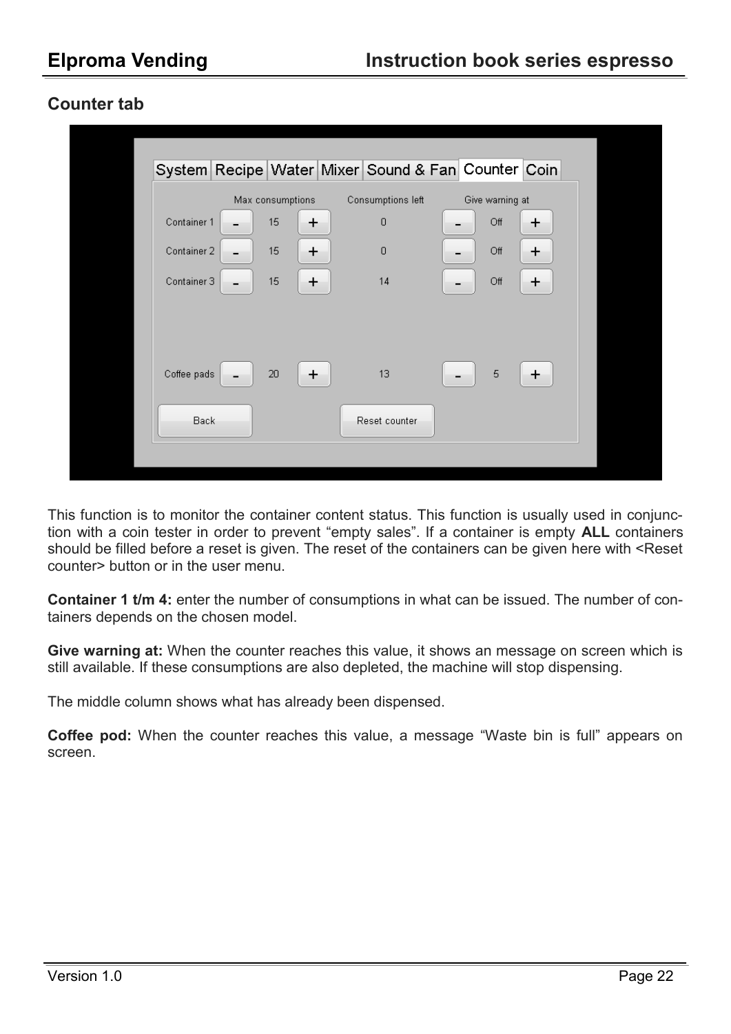## Counter tab

This function is to monitor the container content status. This function is usually used in conjunction with a coin tester in order to prevent “empty sales”. If a container is empty **ALL** containers should be filled before a reset is given. The reset of the containers can be given here with <Reset counter> button or in the user menu.

**Container 1 t/m 4:** enter the number of consumptions in what can be issued. The number of containers depends on the chosen model.

**Give warning at:** When the counter reaches this value, it shows an message on screen which is still available. If these consumptions are also depleted, the machine will stop dispensing.

The middle column shows what has already been dispensed.

**Coffee pod:** When the counter reaches this value, a message “Waste bin is full” appears on screen.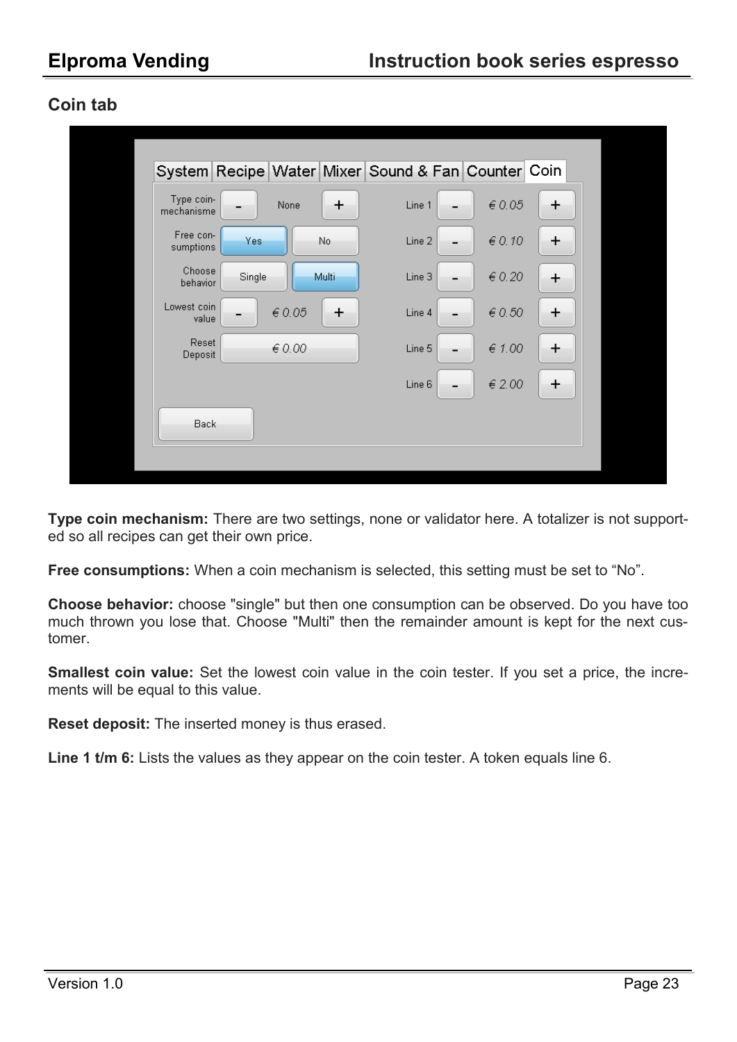## Coin tab

**Type coin mechanism:** There are two settings, none or validator here. A totalizer is not supported so all recipes can get their own price.

**Free consumptions:** When a coin mechanism is selected, this setting must be set to “No”.

**Choose behavior:** choose "single" but then one consumption can be observed. Do you have too much thrown you lose that. Choose "Multi" then the remainder amount is kept for the next customer.

**Smallest coin value:** Set the lowest coin value in the coin tester. If you set a price, the increments will be equal to this value.

**Reset deposit:** The inserted money is thus erased.

**Line 1 t/m 6:** Lists the values as they appear on the coin tester. A token equals line 6.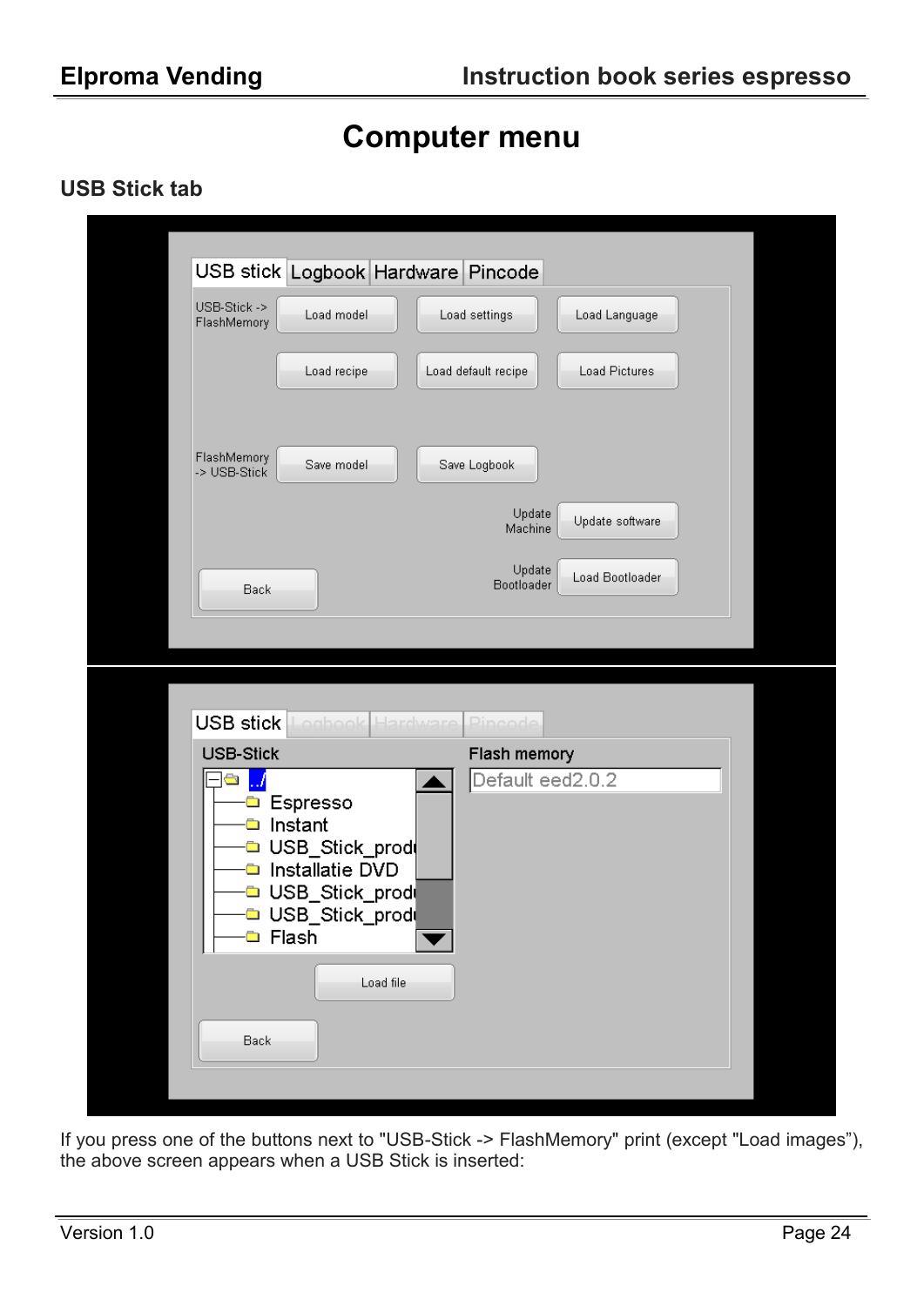# Computer menu

## USB Stick tab

USB stick | Logbook | Hardware | Pincode

USB-Stick -> FlashMemory: Load model, Load settings, Load Language, Load recipe, Load default recipe, Load Pictures

FlashMemory -> USB-Stick: Save model, Save Logbook

Update Machine: Update software

Update Bootloader: Load Bootloader

Back

USB stick | Logbook | Hardware | Pincode

USB-Stick | Flash memory

../
Espresso
Instant
USB_Stick_prod
Installatie DVD
USB_Stick_prod
USB_Stick_prod
Flash

Default eed2.0.2

Load file

Back

If you press one of the buttons next to "USB-Stick -> FlashMemory" print (except "Load images"), the above screen appears when a USB Stick is inserted: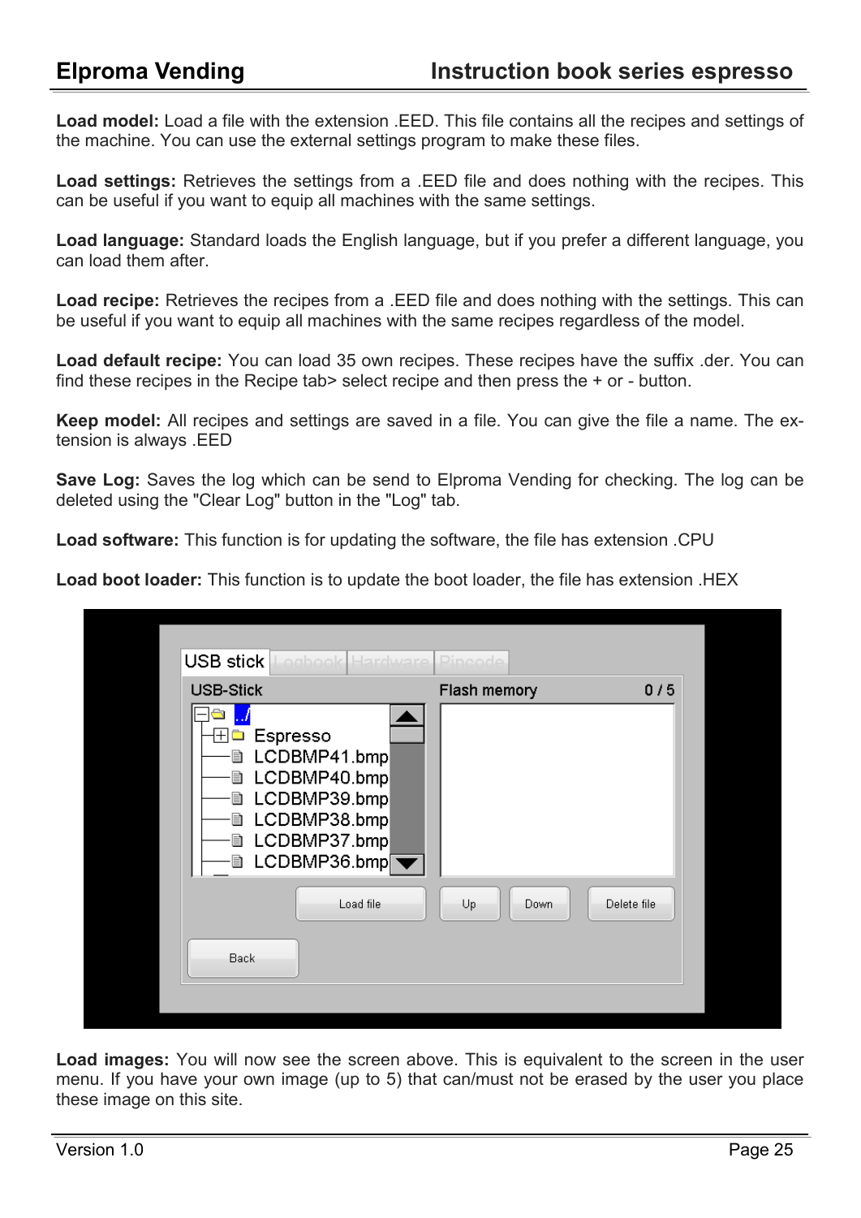**Load model:** Load a file with the extension .EED. This file contains all the recipes and settings of the machine. You can use the external settings program to make these files.

**Load settings:** Retrieves the settings from a .EED file and does nothing with the recipes. This can be useful if you want to equip all machines with the same settings.

**Load language:** Standard loads the English language, but if you prefer a different language, you can load them after.

**Load recipe:** Retrieves the recipes from a .EED file and does nothing with the settings. This can be useful if you want to equip all machines with the same recipes regardless of the model.

**Load default recipe:** You can load 35 own recipes. These recipes have the suffix .der. You can find these recipes in the Recipe tab> select recipe and then press the + or - button.

**Keep model:** All recipes and settings are saved in a file. You can give the file a name. The extension is always .EED

**Save Log:** Saves the log which can be send to Elproma Vending for checking. The log can be deleted using the "Clear Log" button in the "Log" tab.

**Load software:** This function is for updating the software, the file has extension .CPU

**Load boot loader:** This function is to update the boot loader, the file has extension .HEX

**Load images:** You will now see the screen above. This is equivalent to the screen in the user menu. If you have your own image (up to 5) that can/must not be erased by the user you place these image on this site.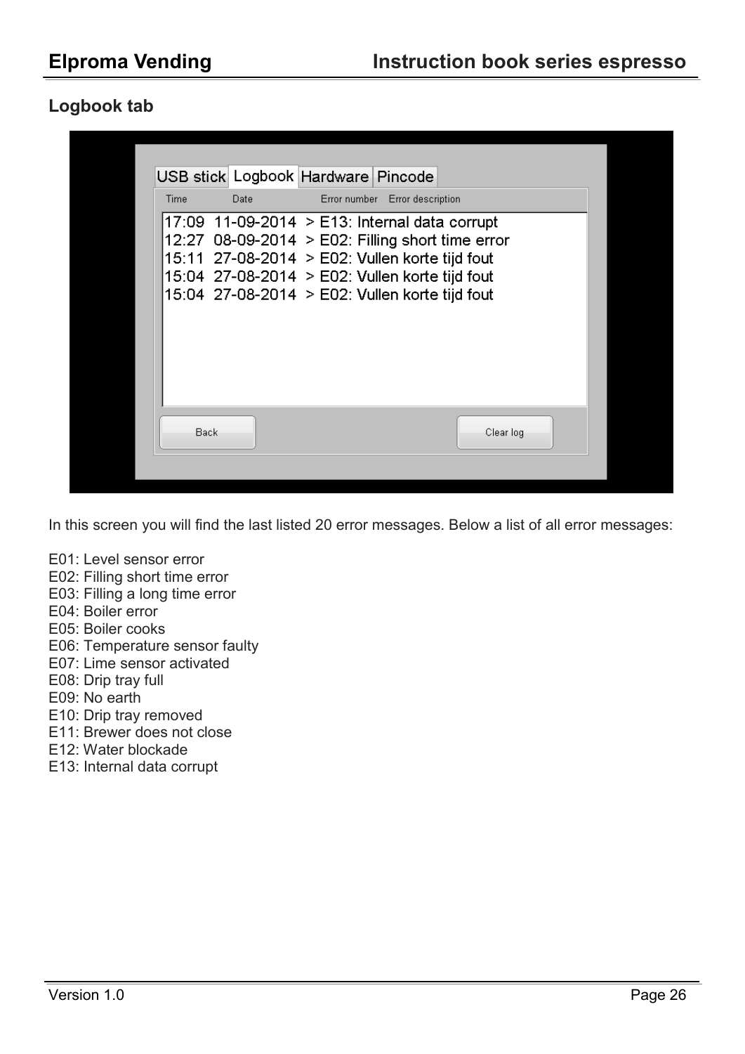## Logbook tab

In this screen you will find the last listed 20 error messages. Below a list of all error messages:

E01: Level sensor error
E02: Filling short time error
E03: Filling a long time error
E04: Boiler error
E05: Boiler cooks
E06: Temperature sensor faulty
E07: Lime sensor activated
E08: Drip tray full
E09: No earth
E10: Drip tray removed
E11: Brewer does not close
E12: Water blockade
E13: Internal data corrupt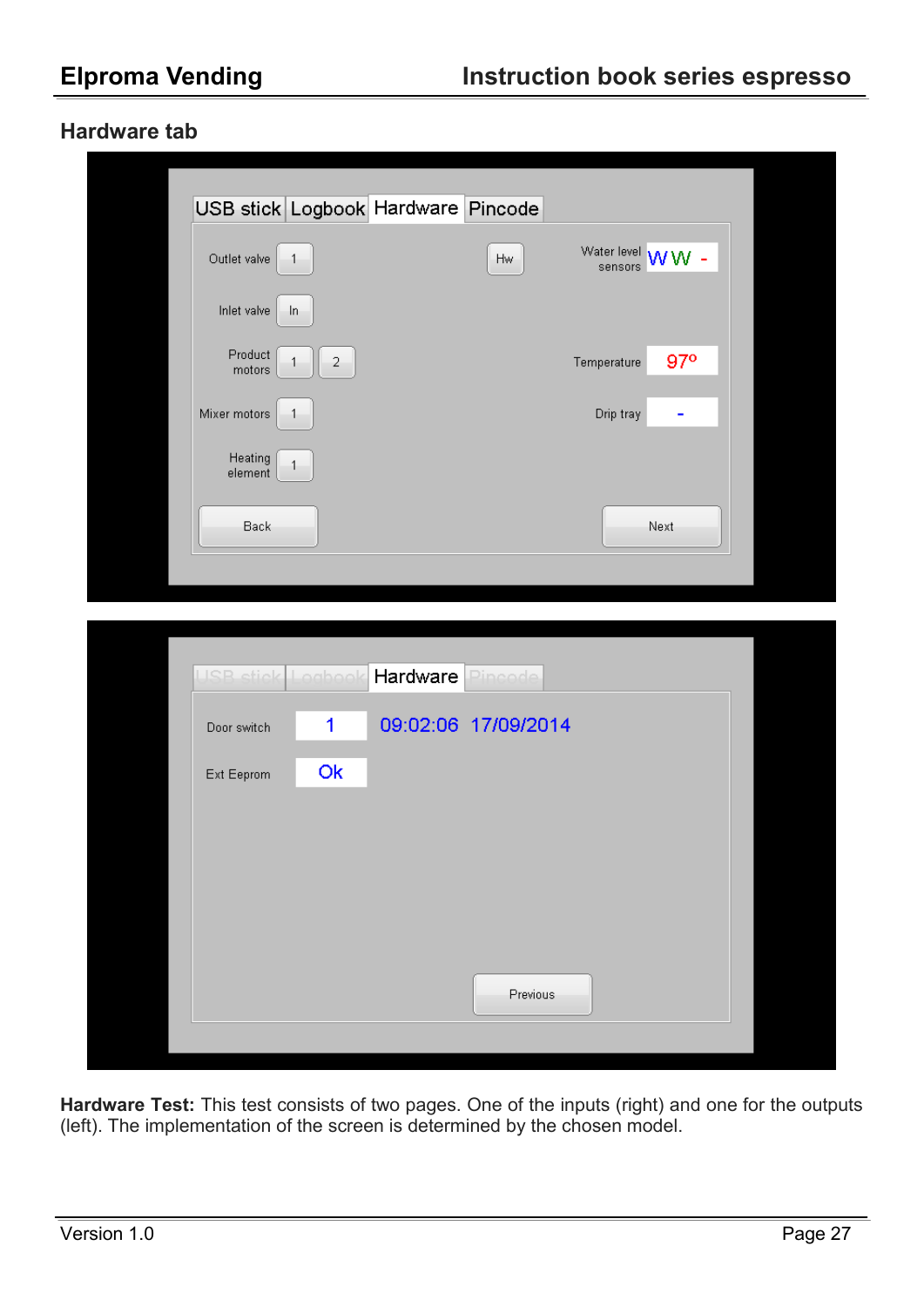## Hardware tab

**Hardware Test:** This test consists of two pages. One of the inputs (right) and one for the outputs (left). The implementation of the screen is determined by the chosen model.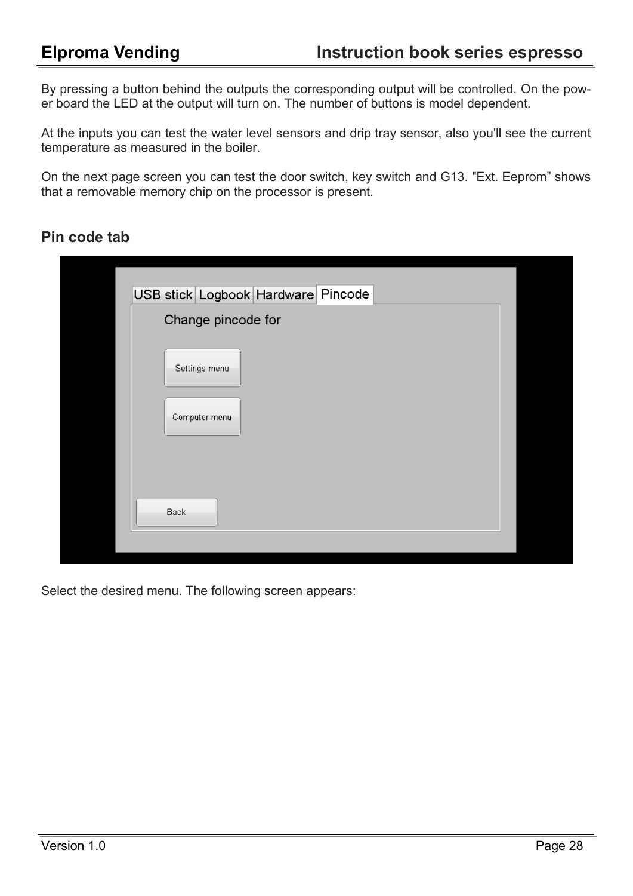By pressing a button behind the outputs the corresponding output will be controlled. On the power board the LED at the output will turn on. The number of buttons is model dependent.

At the inputs you can test the water level sensors and drip tray sensor, also you'll see the current temperature as measured in the boiler.

On the next page screen you can test the door switch, key switch and G13. "Ext. Eeprom" shows that a removable memory chip on the processor is present.

## Pin code tab

Select the desired menu. The following screen appears: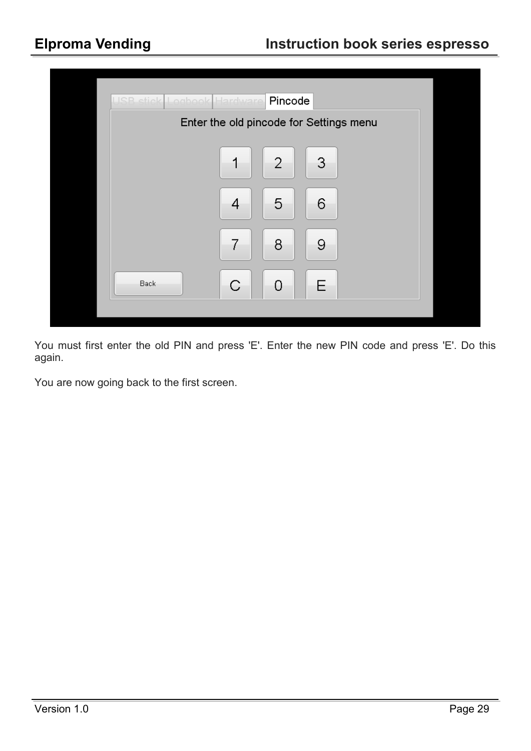You must first enter the old PIN and press 'E'. Enter the new PIN code and press 'E'. Do this again.

You are now going back to the first screen.